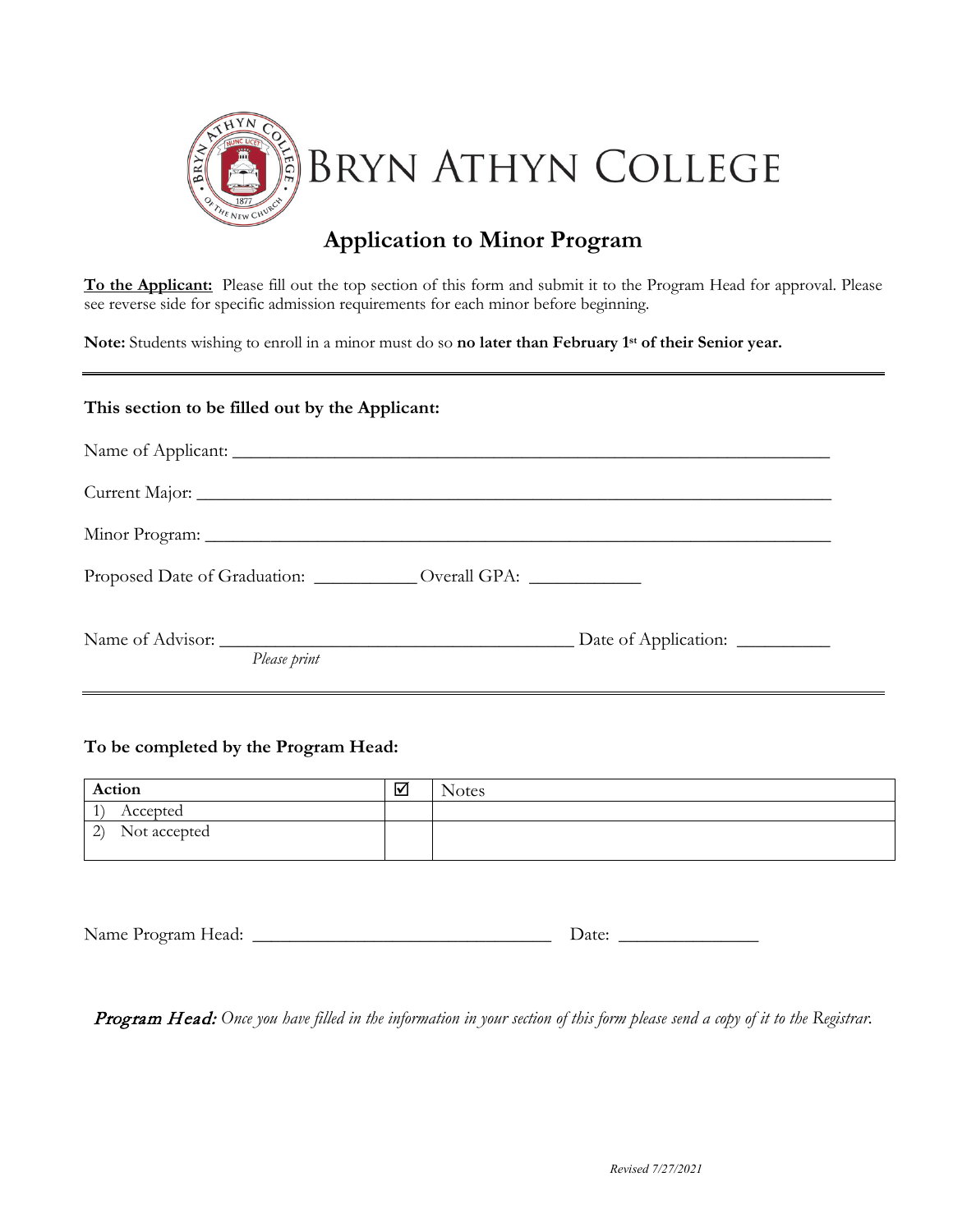# BRYN ATHYN COLLEGE

## Application to Minor Program

**To the Applicant:** Please fill out the top section of this form and submit it to the Program Head for approval. Please see reverse side for specific admission requirements for each minor before beginning.

**Note:** Students wishing to enroll in a minor must do so **no later than February 1st of their Senior year.**

---

**This section to be filled out by the Applicant:**

Name of Applicant: ____________________________________________________________

Current Major: ________________________________________________________________

Minor Program: _______________________________________________________________

Proposed Date of Graduation: ___________ Overall GPA: ____________

Name of Advisor: ______________________________________ Date of Application: __________
*Please print*

---

**To be completed by the Program Head:**

| Action | ☑ | Notes |
|---|---|---|
| 1) Accepted | | |
| 2) Not accepted | | |

Name Program Head: _________________________________ Date: _______________

***Program Head:*** *Once you have filled in the information in your section of this form please send a copy of it to the Registrar.*

*Revised 7/27/2021*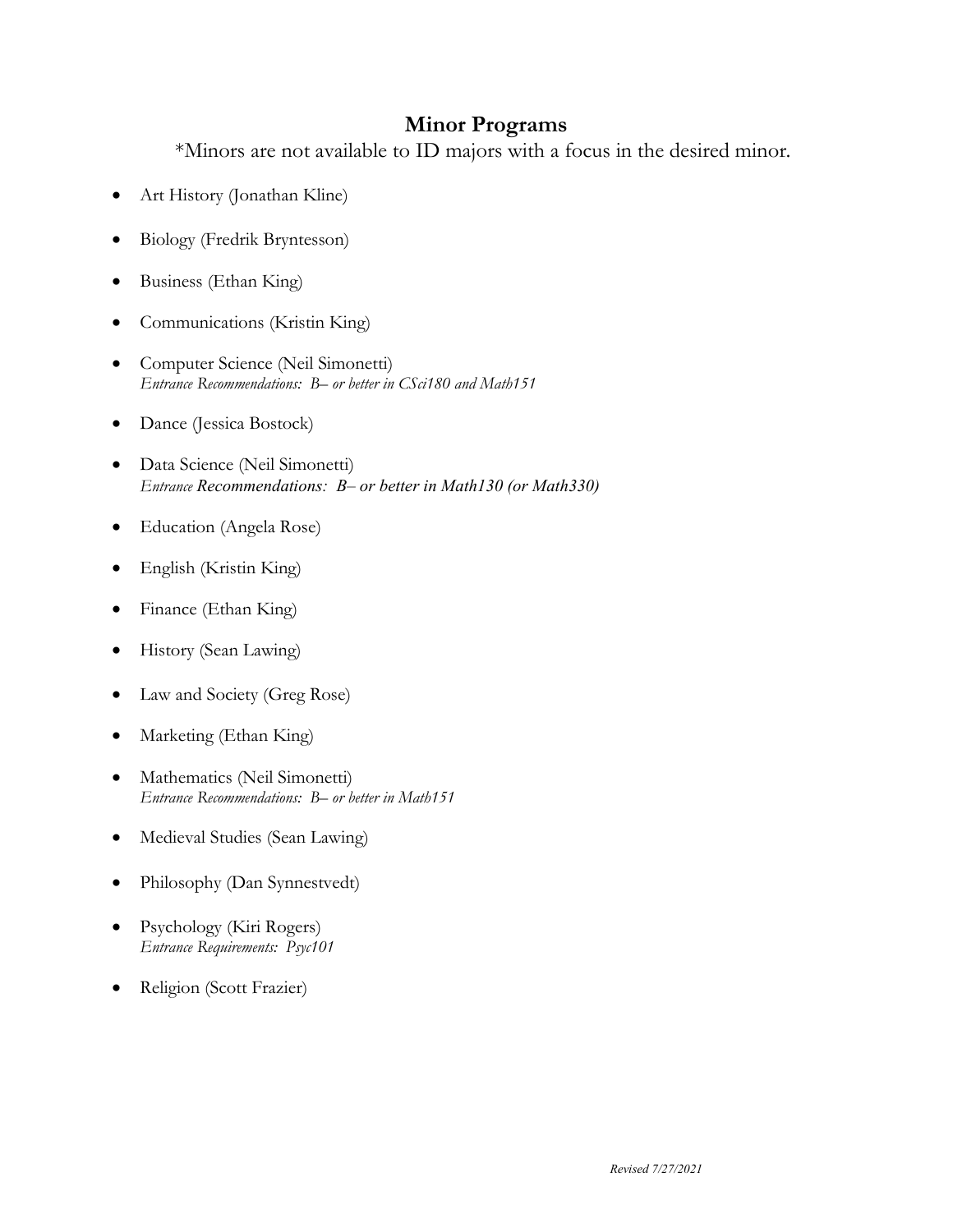## Minor Programs

*Minors are not available to ID majors with a focus in the desired minor.

- Art History (Jonathan Kline)
- Biology (Fredrik Bryntesson)
- Business (Ethan King)
- Communications (Kristin King)
- Computer Science (Neil Simonetti)
  *Entrance Recommendations: B– or better in CSci180 and Math151*
- Dance (Jessica Bostock)
- Data Science (Neil Simonetti)
  *Entrance Recommendations: B– or better in Math130 (or Math330)*
- Education (Angela Rose)
- English (Kristin King)
- Finance (Ethan King)
- History (Sean Lawing)
- Law and Society (Greg Rose)
- Marketing (Ethan King)
- Mathematics (Neil Simonetti)
  *Entrance Recommendations: B– or better in Math151*
- Medieval Studies (Sean Lawing)
- Philosophy (Dan Synnestvedt)
- Psychology (Kiri Rogers)
  *Entrance Requirements: Psyc101*
- Religion (Scott Frazier)

*Revised 7/27/2021*